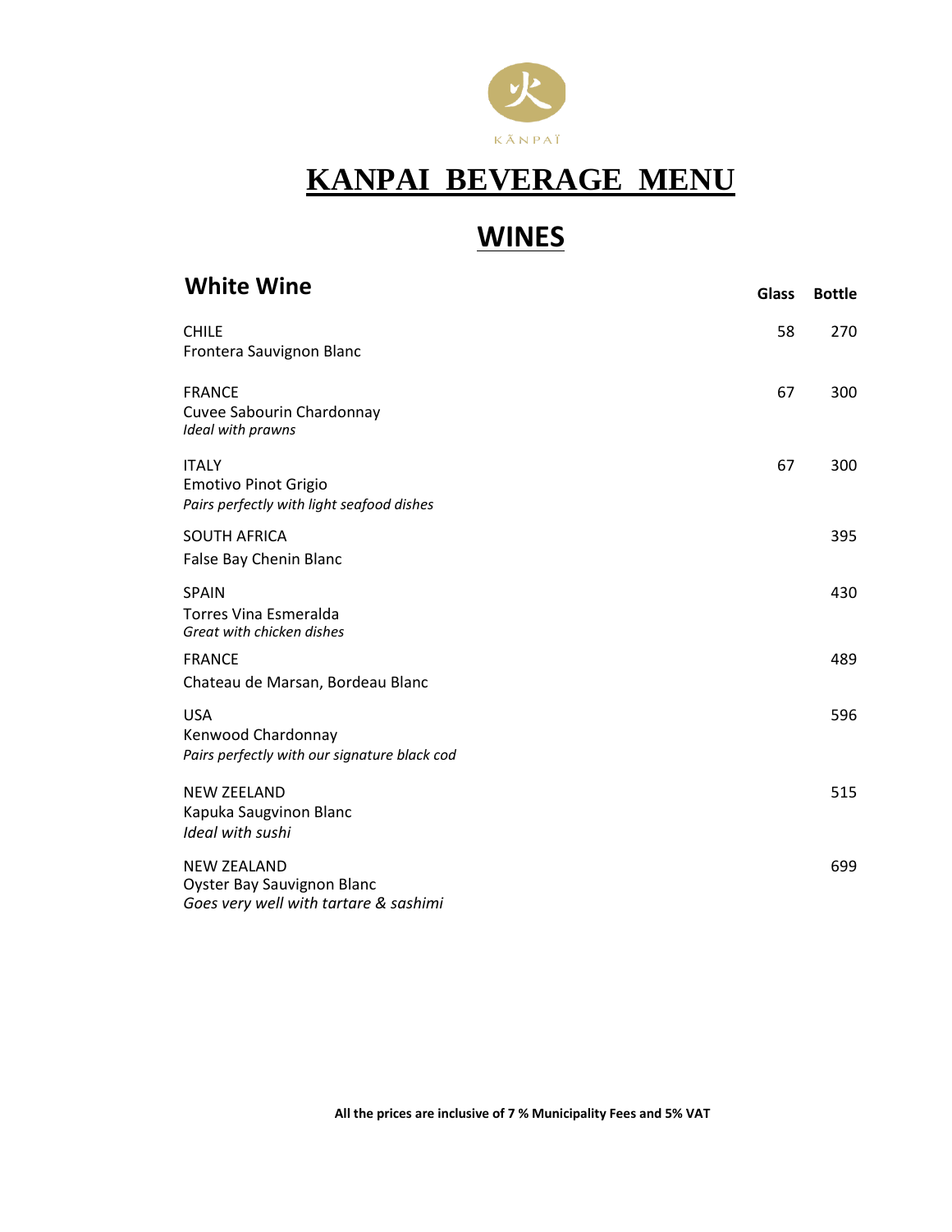KĀNPAÏ

# KANPAI BEVERAGE MENU

## WINES

### White Wine

| | Glass | Bottle |
|---|---|---|
| CHILE<br>Frontera Sauvignon Blanc | 58 | 270 |
| FRANCE<br>Cuvee Sabourin Chardonnay<br>*Ideal with prawns* | 67 | 300 |
| ITALY<br>Emotivo Pinot Grigio<br>*Pairs perfectly with light seafood dishes* | 67 | 300 |
| SOUTH AFRICA<br>False Bay Chenin Blanc | | 395 |
| SPAIN<br>Torres Vina Esmeralda<br>*Great with chicken dishes* | | 430 |
| FRANCE<br>Chateau de Marsan, Bordeau Blanc | | 489 |
| USA<br>Kenwood Chardonnay<br>*Pairs perfectly with our signature black cod* | | 596 |
| NEW ZEELAND<br>Kapuka Saugvinon Blanc<br>*Ideal with sushi* | | 515 |
| NEW ZEALAND<br>Oyster Bay Sauvignon Blanc<br>*Goes very well with tartare & sashimi* | | 699 |

**All the prices are inclusive of 7 % Municipality Fees and 5% VAT**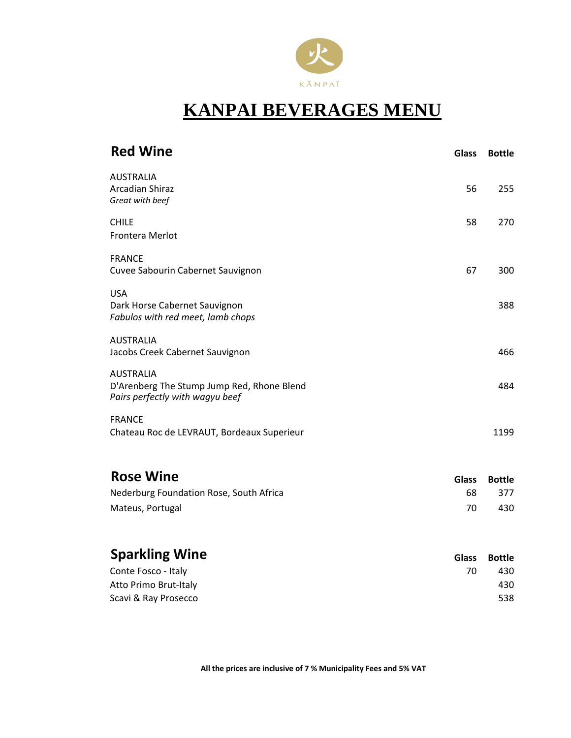KĀNPAÏ

# KANPAI BEVERAGES MENU

## Red Wine

| | Glass | Bottle |
|---|---|---|
| AUSTRALIA<br>Arcadian Shiraz<br>*Great with beef* | 56 | 255 |
| CHILE<br>Frontera Merlot | 58 | 270 |
| FRANCE<br>Cuvee Sabourin Cabernet Sauvignon | 67 | 300 |
| USA<br>Dark Horse Cabernet Sauvignon<br>*Fabulos with red meet, lamb chops* | | 388 |
| AUSTRALIA<br>Jacobs Creek Cabernet Sauvignon | | 466 |
| AUSTRALIA<br>D'Arenberg The Stump Jump Red, Rhone Blend<br>*Pairs perfectly with wagyu beef* | | 484 |
| FRANCE<br>Chateau Roc de LEVRAUT, Bordeaux Superieur | | 1199 |

## Rose Wine

| | Glass | Bottle |
|---|---|---|
| Nederburg Foundation Rose, South Africa | 68 | 377 |
| Mateus, Portugal | 70 | 430 |

## Sparkling Wine

| | Glass | Bottle |
|---|---|---|
| Conte Fosco - Italy | 70 | 430 |
| Atto Primo Brut-Italy | | 430 |
| Scavi & Ray Prosecco | | 538 |

**All the prices are inclusive of 7 % Municipality Fees and 5% VAT**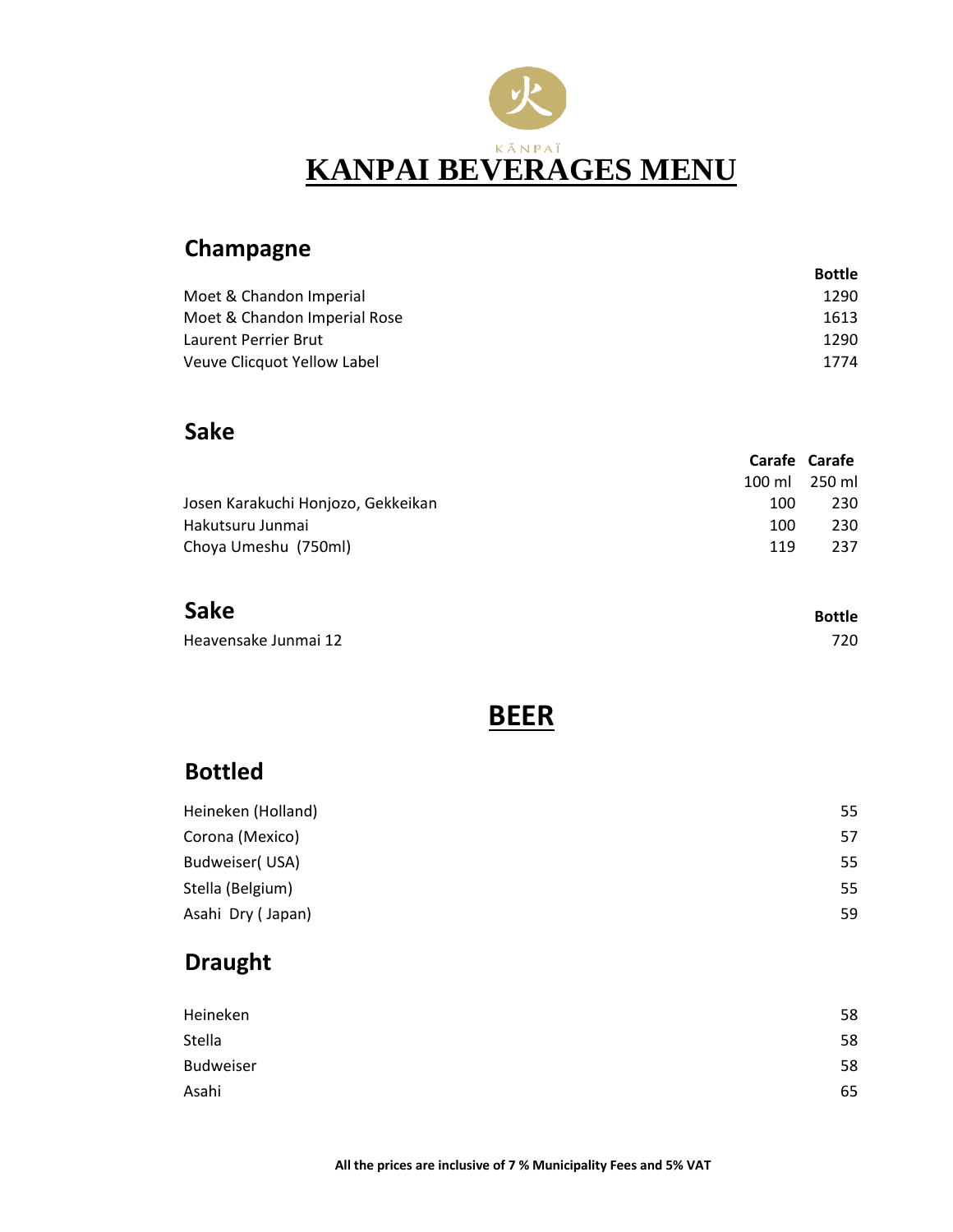KĀNPAÏ

# KANPAI BEVERAGES MENU

## Champagne

| | Bottle |
|---|---|
| Moet & Chandon Imperial | 1290 |
| Moet & Chandon Imperial Rose | 1613 |
| Laurent Perrier Brut | 1290 |
| Veuve Clicquot Yellow Label | 1774 |

## Sake

| | Carafe 100 ml | Carafe 250 ml |
|---|---|---|
| Josen Karakuchi Honjozo, Gekkeikan | 100 | 230 |
| Hakutsuru Junmai | 100 | 230 |
| Choya Umeshu (750ml) | 119 | 237 |

## Sake

| | Bottle |
|---|---|
| Heavensake Junmai 12 | 720 |

# BEER

## Bottled

| | |
|---|---|
| Heineken (Holland) | 55 |
| Corona (Mexico) | 57 |
| Budweiser( USA) | 55 |
| Stella (Belgium) | 55 |
| Asahi Dry ( Japan) | 59 |

## Draught

| | |
|---|---|
| Heineken | 58 |
| Stella | 58 |
| Budweiser | 58 |
| Asahi | 65 |

**All the prices are inclusive of 7 % Municipality Fees and 5% VAT**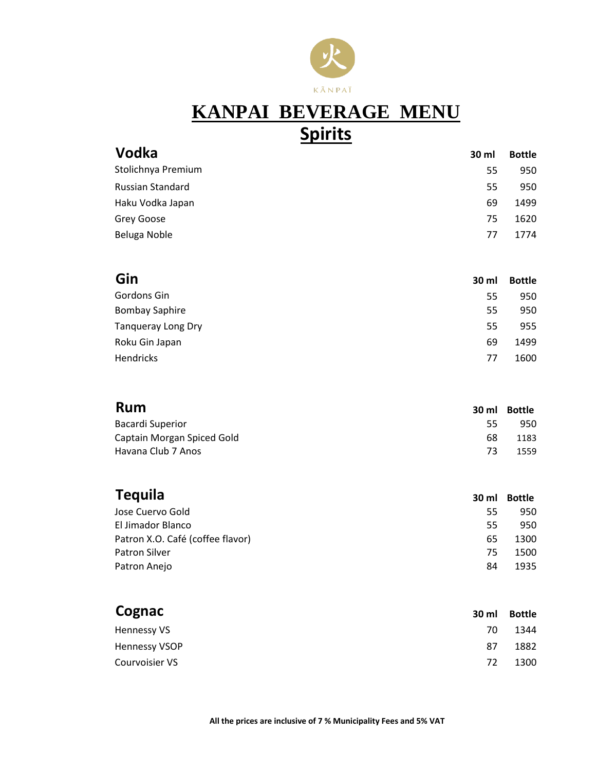KĀNPAÏ

# KANPAI BEVERAGE MENU

## Spirits

### Vodka

| Vodka | 30 ml | Bottle |
|---|---|---|
| Stolichnya Premium | 55 | 950 |
| Russian Standard | 55 | 950 |
| Haku Vodka Japan | 69 | 1499 |
| Grey Goose | 75 | 1620 |
| Beluga Noble | 77 | 1774 |

### Gin

| Gin | 30 ml | Bottle |
|---|---|---|
| Gordons Gin | 55 | 950 |
| Bombay Saphire | 55 | 950 |
| Tanqueray Long Dry | 55 | 955 |
| Roku Gin Japan | 69 | 1499 |
| Hendricks | 77 | 1600 |

### Rum

| Rum | 30 ml | Bottle |
|---|---|---|
| Bacardi Superior | 55 | 950 |
| Captain Morgan Spiced Gold | 68 | 1183 |
| Havana Club 7 Anos | 73 | 1559 |

### Tequila

| Tequila | 30 ml | Bottle |
|---|---|---|
| Jose Cuervo Gold | 55 | 950 |
| El Jimador Blanco | 55 | 950 |
| Patron X.O. Café (coffee flavor) | 65 | 1300 |
| Patron Silver | 75 | 1500 |
| Patron Anejo | 84 | 1935 |

### Cognac

| Cognac | 30 ml | Bottle |
|---|---|---|
| Hennessy VS | 70 | 1344 |
| Hennessy VSOP | 87 | 1882 |
| Courvoisier VS | 72 | 1300 |

**All the prices are inclusive of 7 % Municipality Fees and 5% VAT**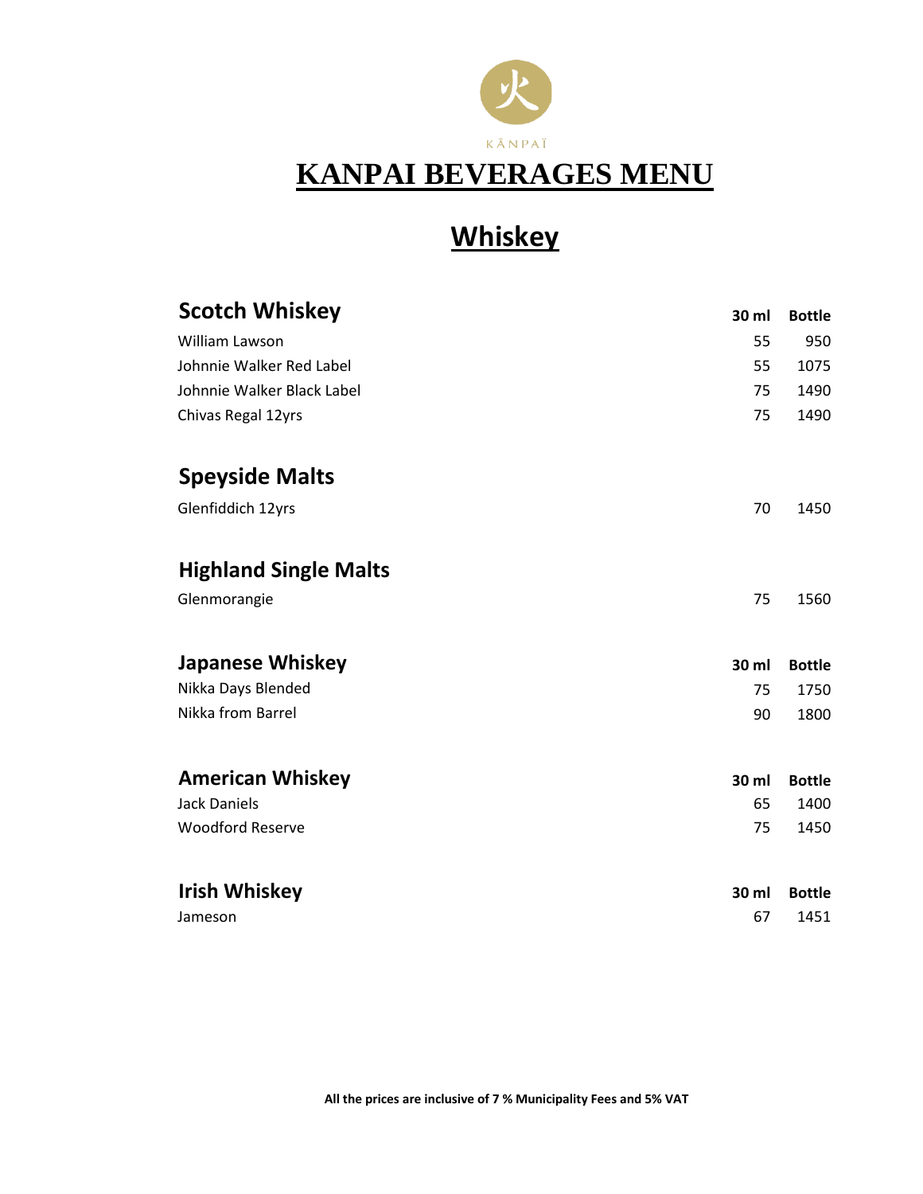KĀNPAÏ

# KANPAI BEVERAGES MENU

## Whiskey

| Scotch Whiskey | 30 ml | Bottle |
|---|---|---|
| William Lawson | 55 | 950 |
| Johnnie Walker Red Label | 55 | 1075 |
| Johnnie Walker Black Label | 75 | 1490 |
| Chivas Regal 12yrs | 75 | 1490 |

| Speyside Malts | | |
|---|---|---|
| Glenfiddich 12yrs | 70 | 1450 |

| Highland Single Malts | | |
|---|---|---|
| Glenmorangie | 75 | 1560 |

| Japanese Whiskey | 30 ml | Bottle |
|---|---|---|
| Nikka Days Blended | 75 | 1750 |
| Nikka from Barrel | 90 | 1800 |

| American Whiskey | 30 ml | Bottle |
|---|---|---|
| Jack Daniels | 65 | 1400 |
| Woodford Reserve | 75 | 1450 |

| Irish Whiskey | 30 ml | Bottle |
|---|---|---|
| Jameson | 67 | 1451 |

**All the prices are inclusive of 7 % Municipality Fees and 5% VAT**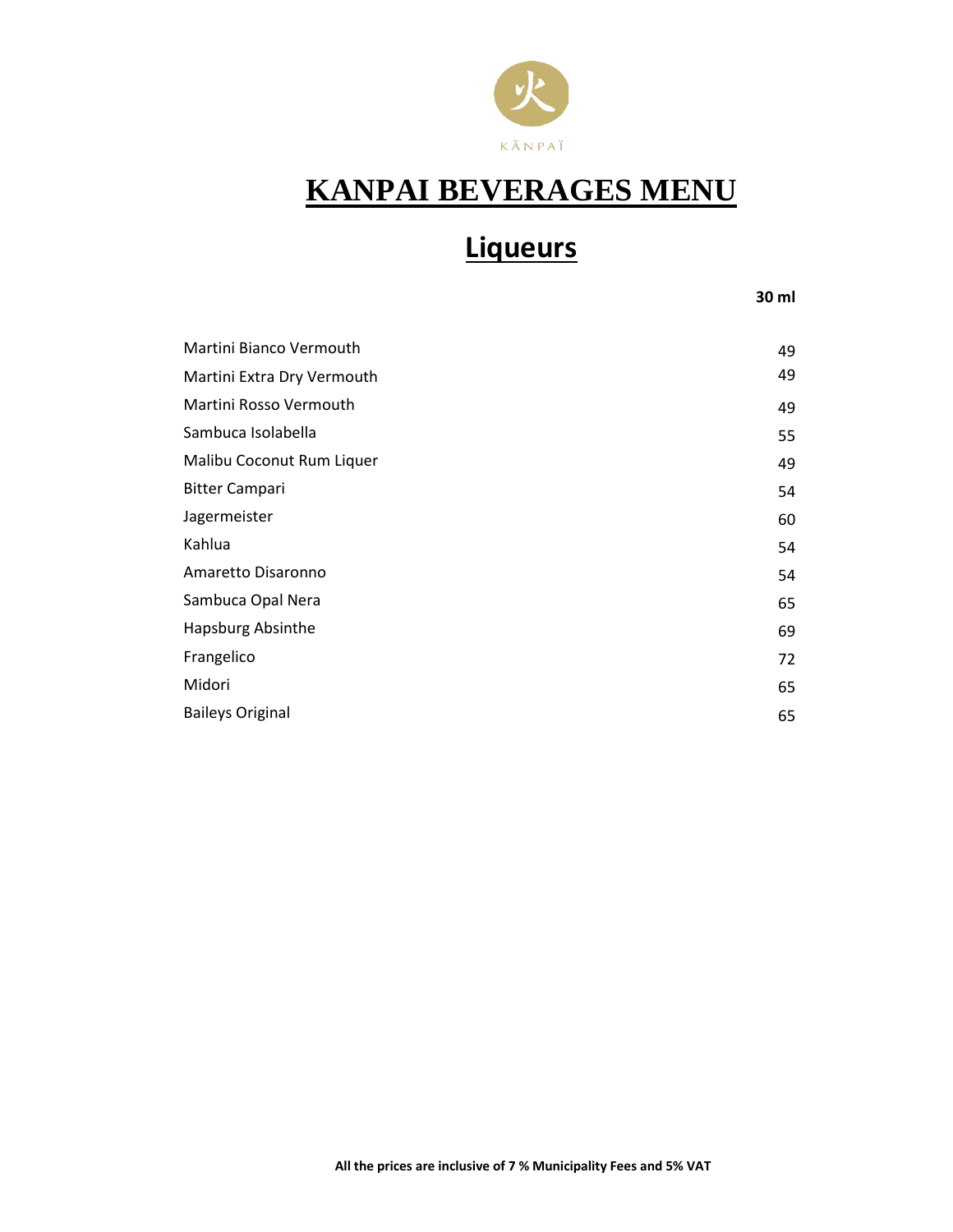KĀNPAÏ

# KANPAI BEVERAGES MENU

## Liqueurs

| | 30 ml |
|---|---|
| Martini Bianco Vermouth | 49 |
| Martini Extra Dry Vermouth | 49 |
| Martini Rosso Vermouth | 49 |
| Sambuca Isolabella | 55 |
| Malibu Coconut Rum Liquer | 49 |
| Bitter Campari | 54 |
| Jagermeister | 60 |
| Kahlua | 54 |
| Amaretto Disaronno | 54 |
| Sambuca Opal Nera | 65 |
| Hapsburg Absinthe | 69 |
| Frangelico | 72 |
| Midori | 65 |
| Baileys Original | 65 |

**All the prices are inclusive of 7 % Municipality Fees and 5% VAT**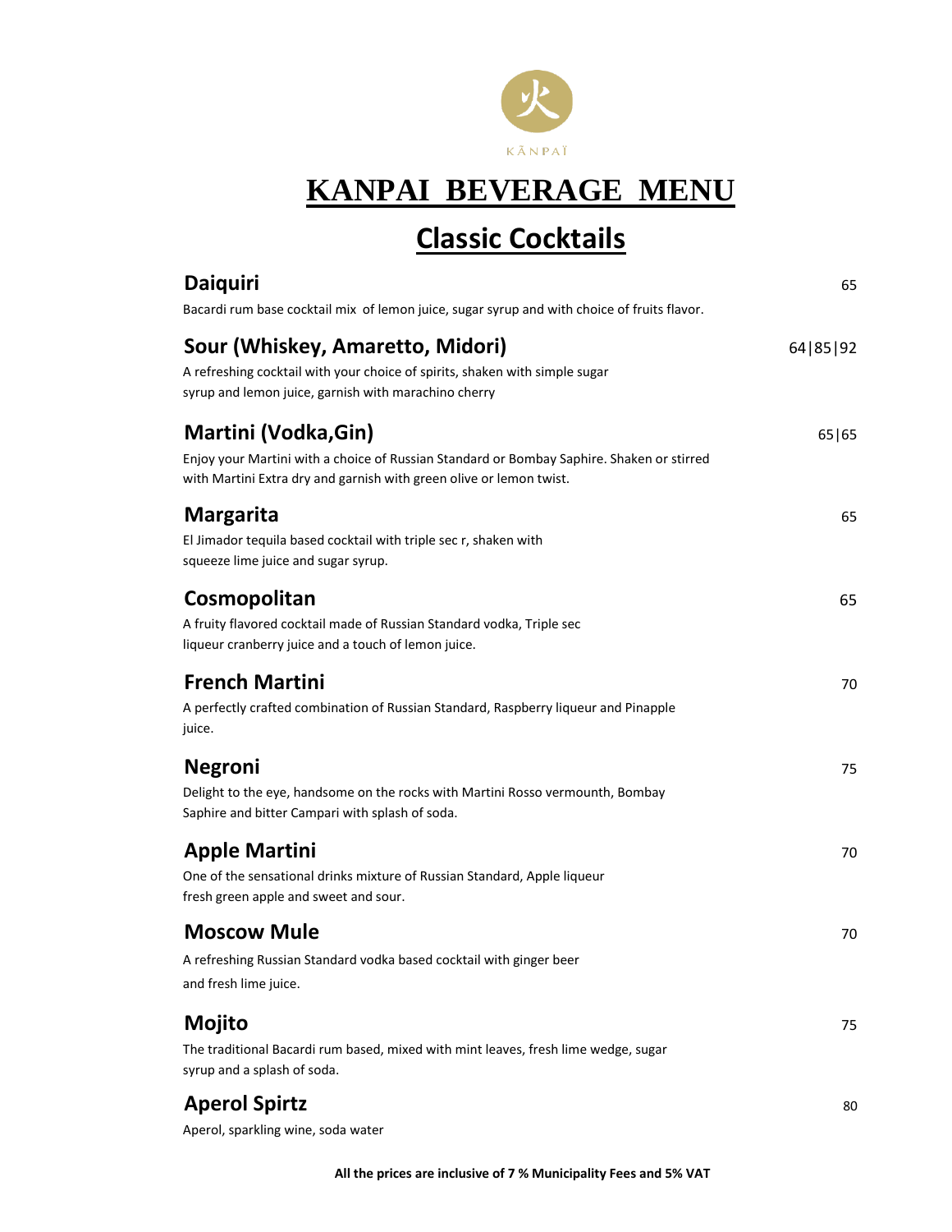KĀNPAÏ

# KANPAI BEVERAGE MENU

## Classic Cocktails

### Daiquiri
65

Bacardi rum base cocktail mix of lemon juice, sugar syrup and with choice of fruits flavor.

### Sour (Whiskey, Amaretto, Midori)
64|85|92

A refreshing cocktail with your choice of spirits, shaken with simple sugar syrup and lemon juice, garnish with marachino cherry

### Martini (Vodka,Gin)
65|65

Enjoy your Martini with a choice of Russian Standard or Bombay Saphire. Shaken or stirred with Martini Extra dry and garnish with green olive or lemon twist.

### Margarita
65

El Jimador tequila based cocktail with triple sec r, shaken with squeeze lime juice and sugar syrup.

### Cosmopolitan
65

A fruity flavored cocktail made of Russian Standard vodka, Triple sec liqueur cranberry juice and a touch of lemon juice.

### French Martini
70

A perfectly crafted combination of Russian Standard, Raspberry liqueur and Pinapple juice.

### Negroni
75

Delight to the eye, handsome on the rocks with Martini Rosso vermounth, Bombay Saphire and bitter Campari with splash of soda.

### Apple Martini
70

One of the sensational drinks mixture of Russian Standard, Apple liqueur fresh green apple and sweet and sour.

### Moscow Mule
70

A refreshing Russian Standard vodka based cocktail with ginger beer and fresh lime juice.

### Mojito
75

The traditional Bacardi rum based, mixed with mint leaves, fresh lime wedge, sugar syrup and a splash of soda.

### Aperol Spirtz
80

Aperol, sparkling wine, soda water

**All the prices are inclusive of 7 % Municipality Fees and 5% VAT**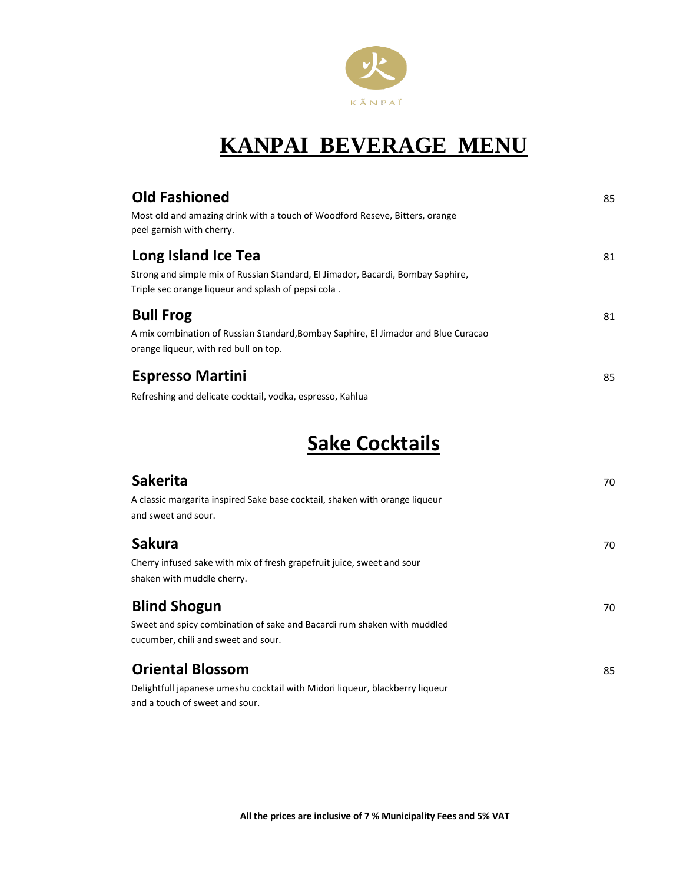火

KĀNPAÏ

# KANPAI BEVERAGE MENU

### Old Fashioned
85

Most old and amazing drink with a touch of Woodford Reseve, Bitters, orange peel garnish with cherry.

### Long Island Ice Tea
81

Strong and simple mix of Russian Standard, El Jimador, Bacardi, Bombay Saphire, Triple sec orange liqueur and splash of pepsi cola .

### Bull Frog
81

A mix combination of Russian Standard,Bombay Saphire, El Jimador and Blue Curacao orange liqueur, with red bull on top.

### Espresso Martini
85

Refreshing and delicate cocktail, vodka, espresso, Kahlua

## Sake Cocktails

### Sakerita
70

A classic margarita inspired Sake base cocktail, shaken with orange liqueur and sweet and sour.

### Sakura
70

Cherry infused sake with mix of fresh grapefruit juice, sweet and sour shaken with muddle cherry.

### Blind Shogun
70

Sweet and spicy combination of sake and Bacardi rum shaken with muddled cucumber, chili and sweet and sour.

### Oriental Blossom
85

Delightfull japanese umeshu cocktail with Midori liqueur, blackberry liqueur and a touch of sweet and sour.

**All the prices are inclusive of 7 % Municipality Fees and 5% VAT**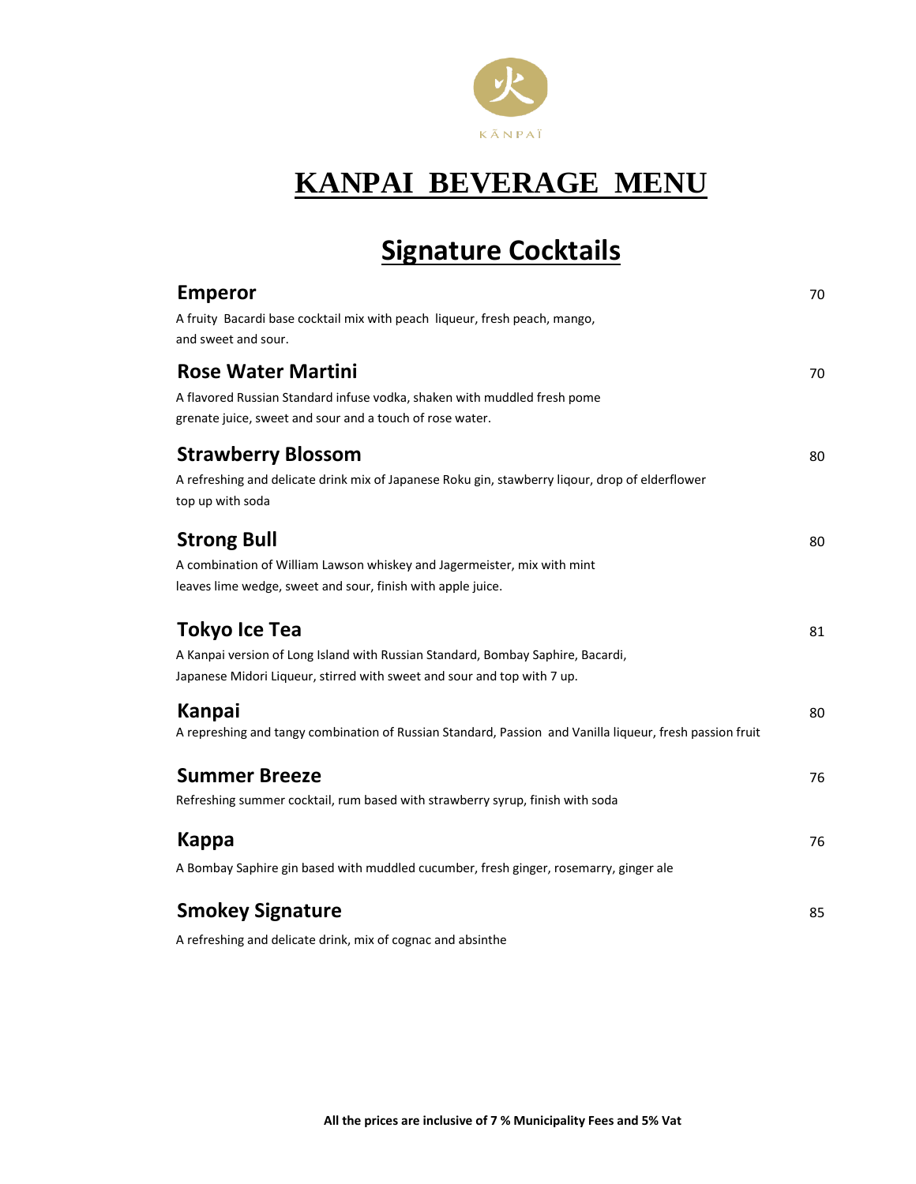KĀNPAĪ

# KANPAI BEVERAGE MENU

## Signature Cocktails

### Emperor — 70

A fruity Bacardi base cocktail mix with peach liqueur, fresh peach, mango, and sweet and sour.

### Rose Water Martini — 70

A flavored Russian Standard infuse vodka, shaken with muddled fresh pome grenate juice, sweet and sour and a touch of rose water.

### Strawberry Blossom — 80

A refreshing and delicate drink mix of Japanese Roku gin, stawberry liqour, drop of elderflower top up with soda

### Strong Bull — 80

A combination of William Lawson whiskey and Jagermeister, mix with mint leaves lime wedge, sweet and sour, finish with apple juice.

### Tokyo Ice Tea — 81

A Kanpai version of Long Island with Russian Standard, Bombay Saphire, Bacardi, Japanese Midori Liqueur, stirred with sweet and sour and top with 7 up.

### Kanpai — 80

A represhing and tangy combination of Russian Standard, Passion and Vanilla liqueur, fresh passion fruit

### Summer Breeze — 76

Refreshing summer cocktail, rum based with strawberry syrup, finish with soda

### Kappa — 76

A Bombay Saphire gin based with muddled cucumber, fresh ginger, rosemarry, ginger ale

### Smokey Signature — 85

A refreshing and delicate drink, mix of cognac and absinthe

**All the prices are inclusive of 7 % Municipality Fees and 5% Vat**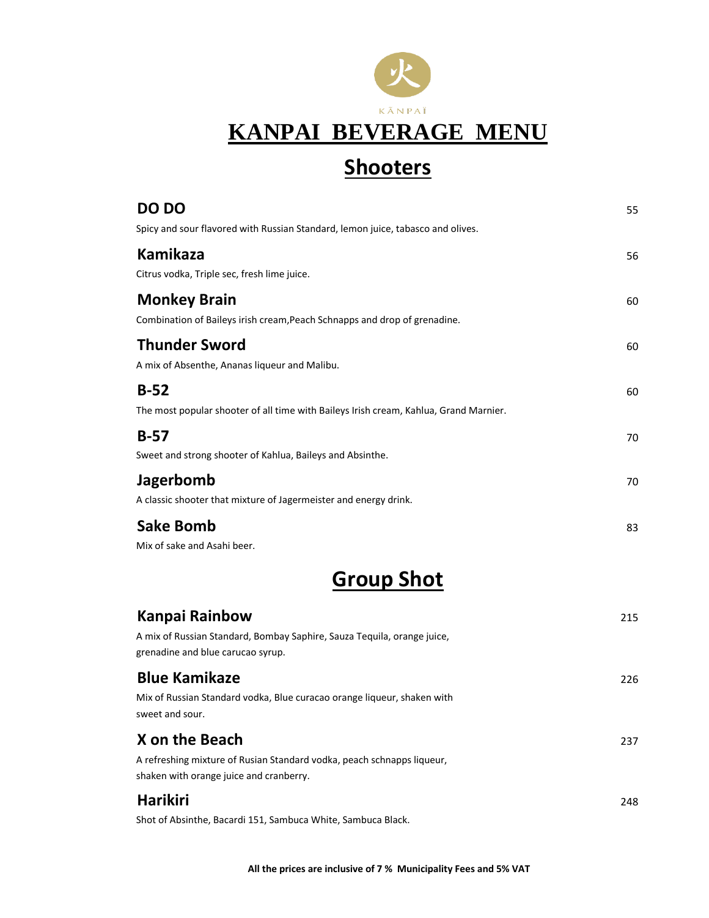KĀNPAÏ

# KANPAI BEVERAGE MENU

## Shooters

**DO DO** 55

Spicy and sour flavored with Russian Standard, lemon juice, tabasco and olives.

**Kamikaza** 56

Citrus vodka, Triple sec, fresh lime juice.

**Monkey Brain** 60

Combination of Baileys irish cream,Peach Schnapps and drop of grenadine.

**Thunder Sword** 60

A mix of Absenthe, Ananas liqueur and Malibu.

**B-52** 60

The most popular shooter of all time with Baileys Irish cream, Kahlua, Grand Marnier.

**B-57** 70

Sweet and strong shooter of Kahlua, Baileys and Absinthe.

**Jagerbomb** 70

A classic shooter that mixture of Jagermeister and energy drink.

**Sake Bomb** 83

Mix of sake and Asahi beer.

## Group Shot

**Kanpai Rainbow** 215

A mix of Russian Standard, Bombay Saphire, Sauza Tequila, orange juice, grenadine and blue carucao syrup.

**Blue Kamikaze** 226

Mix of Russian Standard vodka, Blue curacao orange liqueur, shaken with sweet and sour.

**X on the Beach** 237

A refreshing mixture of Rusian Standard vodka, peach schnapps liqueur, shaken with orange juice and cranberry.

**Harikiri** 248

Shot of Absinthe, Bacardi 151, Sambuca White, Sambuca Black.

**All the prices are inclusive of 7 % Municipality Fees and 5% VAT**